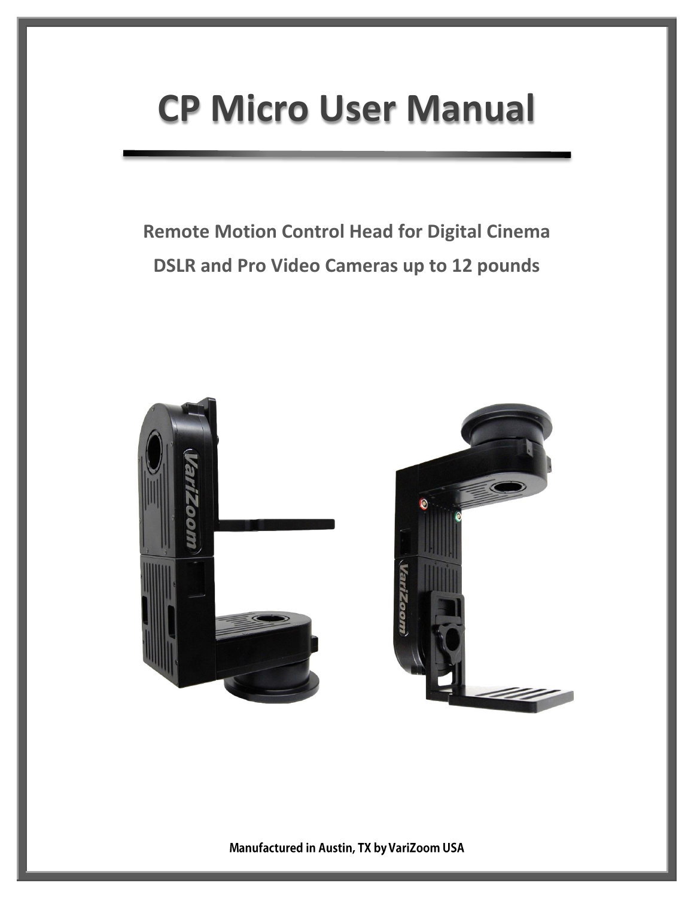# CP Micro User Manual

**Remote Motion Control Head for Digital Cinema**

**DSLR and Pro Video Cameras up to 12 pounds**

**Manufactured in Austin, TX by VariZoom USA**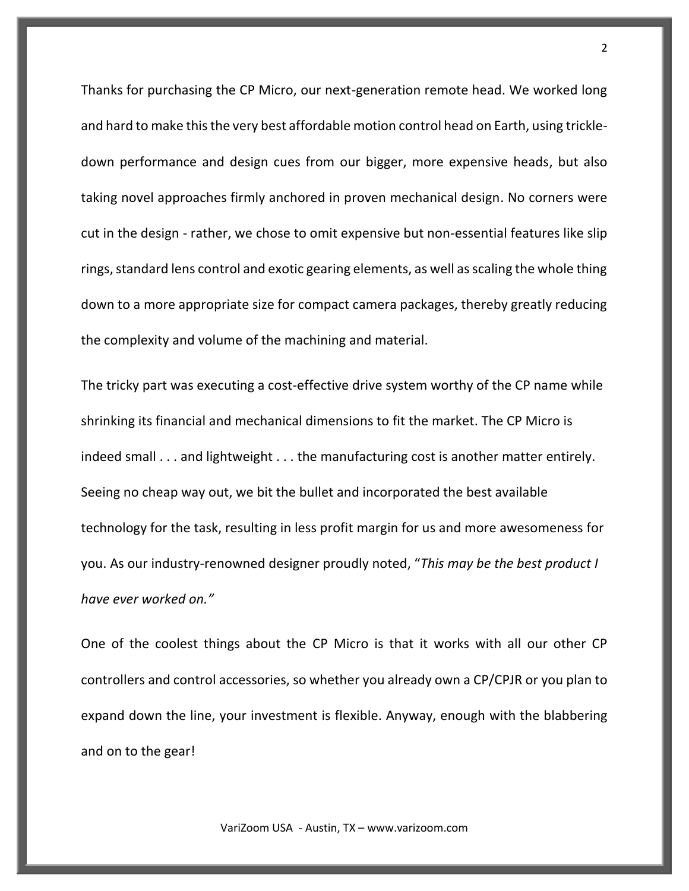Thanks for purchasing the CP Micro, our next-generation remote head. We worked long and hard to make this the very best affordable motion control head on Earth, using trickle-down performance and design cues from our bigger, more expensive heads, but also taking novel approaches firmly anchored in proven mechanical design. No corners were cut in the design - rather, we chose to omit expensive but non-essential features like slip rings, standard lens control and exotic gearing elements, as well as scaling the whole thing down to a more appropriate size for compact camera packages, thereby greatly reducing the complexity and volume of the machining and material.

The tricky part was executing a cost-effective drive system worthy of the CP name while shrinking its financial and mechanical dimensions to fit the market. The CP Micro is indeed small . . . and lightweight . . . the manufacturing cost is another matter entirely. Seeing no cheap way out, we bit the bullet and incorporated the best available technology for the task, resulting in less profit margin for us and more awesomeness for you. As our industry-renowned designer proudly noted, "*This may be the best product I have ever worked on."*

One of the coolest things about the CP Micro is that it works with all our other CP controllers and control accessories, so whether you already own a CP/CPJR or you plan to expand down the line, your investment is flexible. Anyway, enough with the blabbering and on to the gear!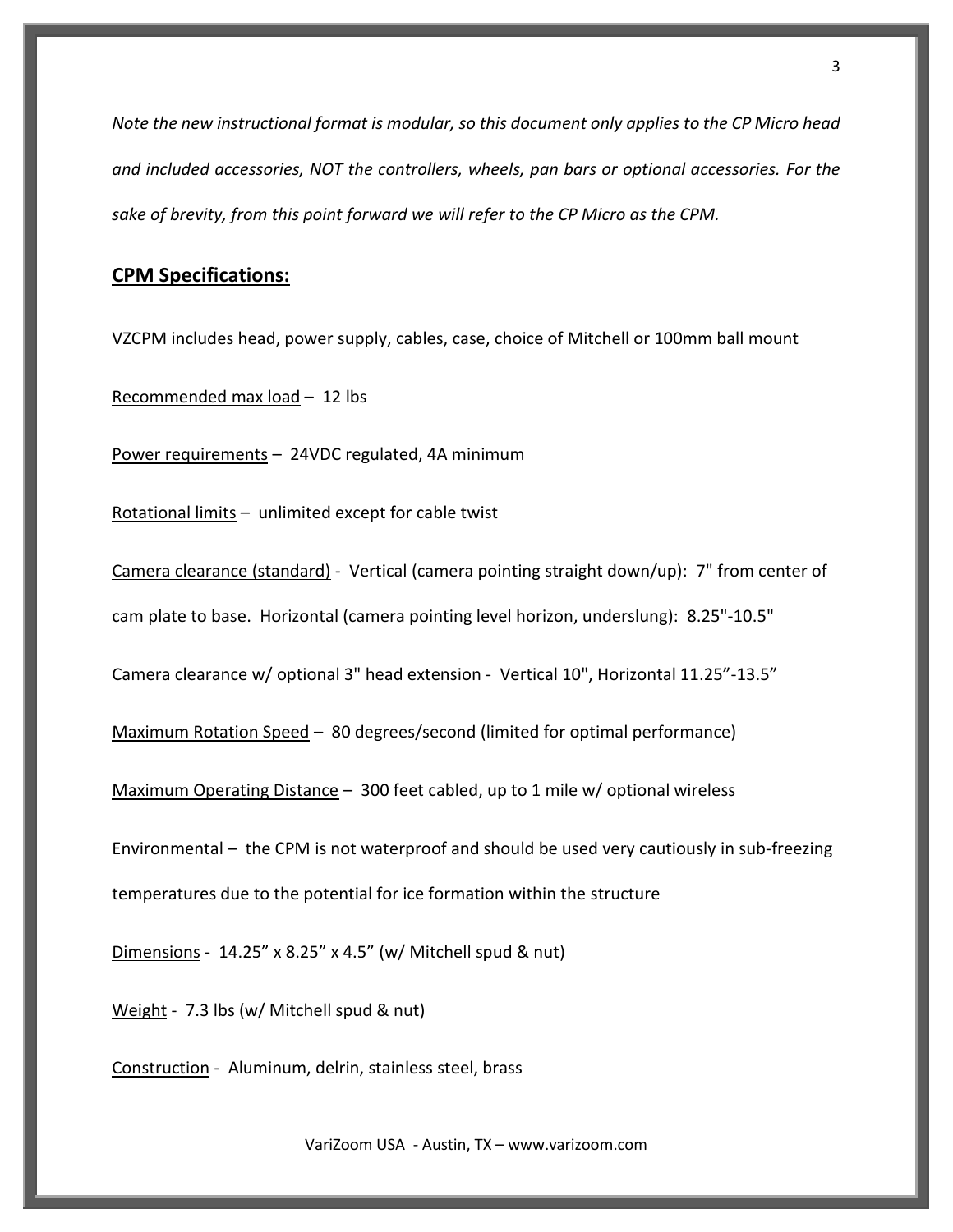*Note the new instructional format is modular, so this document only applies to the CP Micro head and included accessories, NOT the controllers, wheels, pan bars or optional accessories. For the sake of brevity, from this point forward we will refer to the CP Micro as the CPM.*

## CPM Specifications:

VZCPM includes head, power supply, cables, case, choice of Mitchell or 100mm ball mount

<u>Recommended max load</u> – 12 lbs

<u>Power requirements</u> – 24VDC regulated, 4A minimum

<u>Rotational limits</u> – unlimited except for cable twist

<u>Camera clearance (standard)</u> - Vertical (camera pointing straight down/up): 7" from center of cam plate to base. Horizontal (camera pointing level horizon, underslung): 8.25"-10.5"

<u>Camera clearance w/ optional 3" head extension</u> - Vertical 10", Horizontal 11.25”-13.5”

<u>Maximum Rotation Speed</u> – 80 degrees/second (limited for optimal performance)

<u>Maximum Operating Distance</u> – 300 feet cabled, up to 1 mile w/ optional wireless

<u>Environmental</u> – the CPM is not waterproof and should be used very cautiously in sub-freezing temperatures due to the potential for ice formation within the structure

<u>Dimensions</u> - 14.25” x 8.25” x 4.5” (w/ Mitchell spud & nut)

<u>Weight</u> - 7.3 lbs (w/ Mitchell spud & nut)

<u>Construction</u> - Aluminum, delrin, stainless steel, brass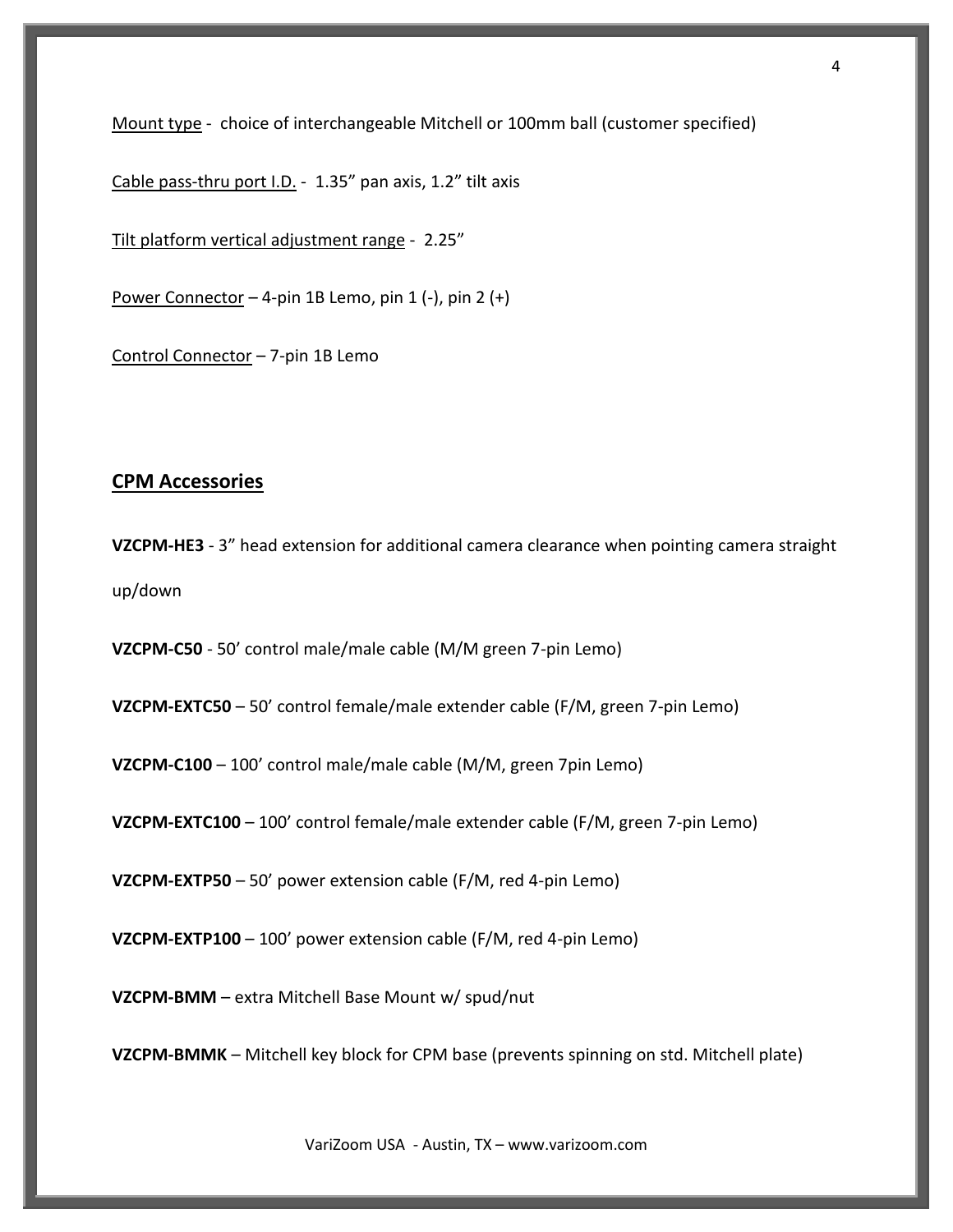Mount type - choice of interchangeable Mitchell or 100mm ball (customer specified)

Cable pass-thru port I.D. - 1.35" pan axis, 1.2" tilt axis

Tilt platform vertical adjustment range - 2.25"

Power Connector – 4-pin 1B Lemo, pin 1 (-), pin 2 (+)

Control Connector – 7-pin 1B Lemo

## CPM Accessories

**VZCPM-HE3** - 3" head extension for additional camera clearance when pointing camera straight up/down

**VZCPM-C50** - 50' control male/male cable (M/M green 7-pin Lemo)

**VZCPM-EXTC50** – 50' control female/male extender cable (F/M, green 7-pin Lemo)

**VZCPM-C100** – 100' control male/male cable (M/M, green 7pin Lemo)

**VZCPM-EXTC100** – 100' control female/male extender cable (F/M, green 7-pin Lemo)

**VZCPM-EXTP50** – 50' power extension cable (F/M, red 4-pin Lemo)

**VZCPM-EXTP100** – 100' power extension cable (F/M, red 4-pin Lemo)

**VZCPM-BMM** – extra Mitchell Base Mount w/ spud/nut

**VZCPM-BMMK** – Mitchell key block for CPM base (prevents spinning on std. Mitchell plate)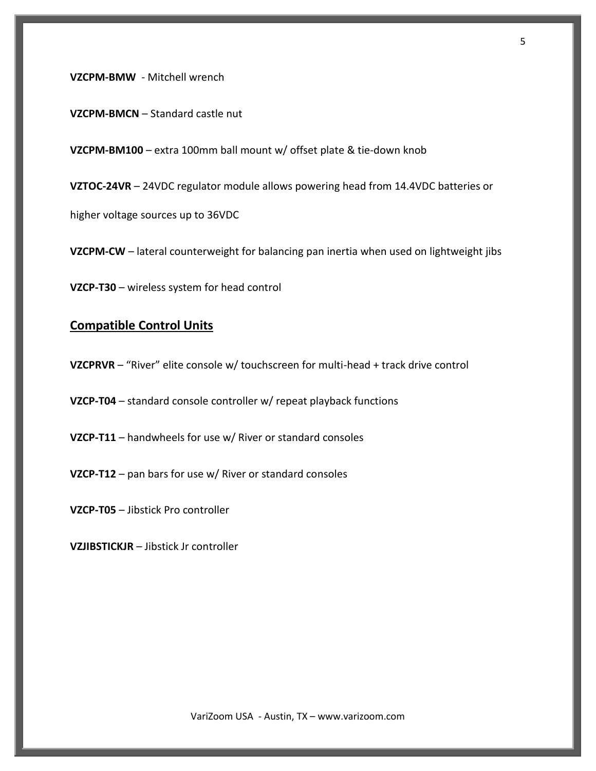**VZCPM-BMW** - Mitchell wrench

**VZCPM-BMCN** – Standard castle nut

**VZCPM-BM100** – extra 100mm ball mount w/ offset plate & tie-down knob

**VZTOC-24VR** – 24VDC regulator module allows powering head from 14.4VDC batteries or higher voltage sources up to 36VDC

**VZCPM-CW** – lateral counterweight for balancing pan inertia when used on lightweight jibs

**VZCP-T30** – wireless system for head control

## Compatible Control Units

**VZCPRVR** – "River" elite console w/ touchscreen for multi-head + track drive control

**VZCP-T04** – standard console controller w/ repeat playback functions

**VZCP-T11** – handwheels for use w/ River or standard consoles

**VZCP-T12** – pan bars for use w/ River or standard consoles

**VZCP-T05** – Jibstick Pro controller

**VZJIBSTICKJR** – Jibstick Jr controller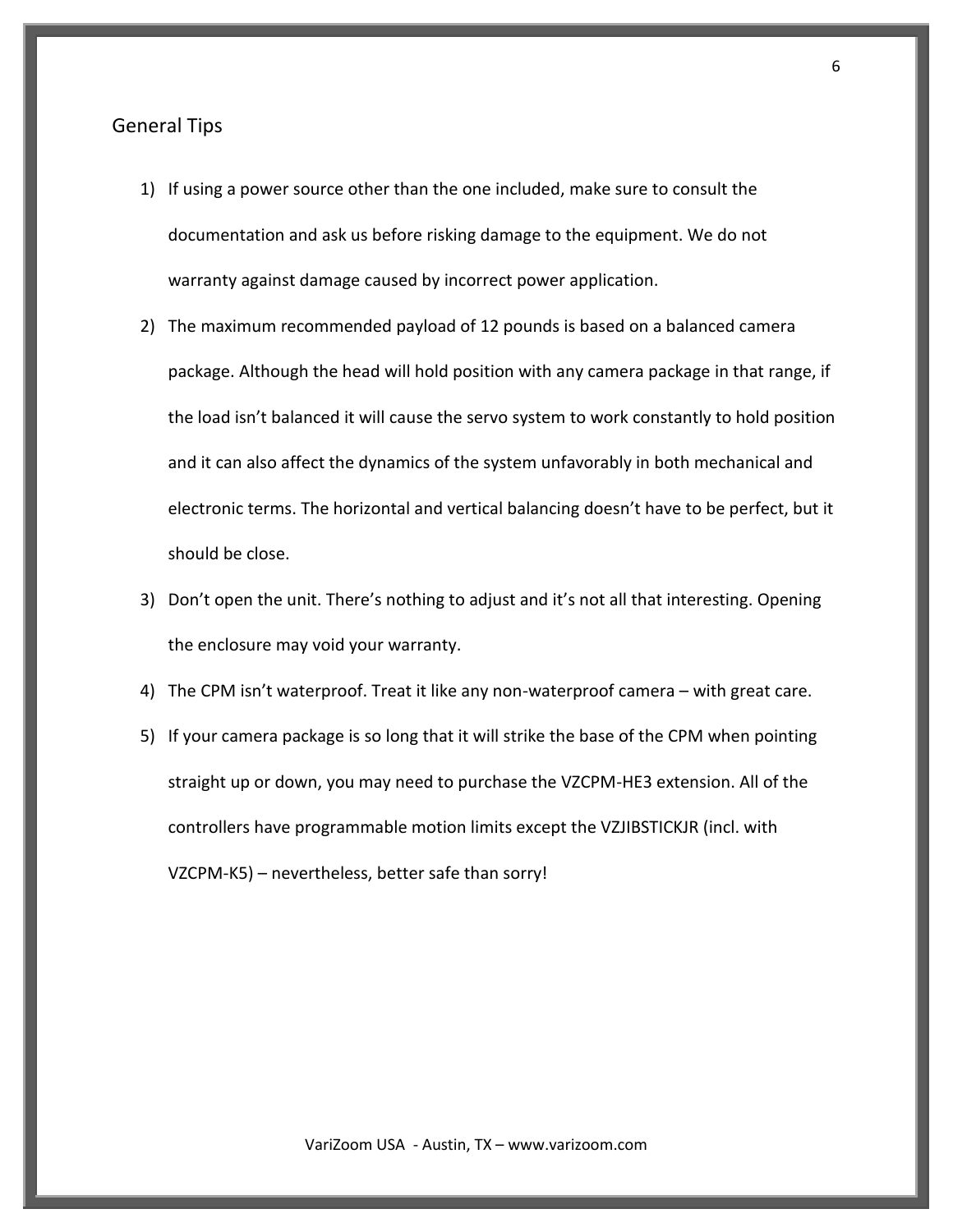## General Tips

1) If using a power source other than the one included, make sure to consult the documentation and ask us before risking damage to the equipment. We do not warranty against damage caused by incorrect power application.
2) The maximum recommended payload of 12 pounds is based on a balanced camera package. Although the head will hold position with any camera package in that range, if the load isn't balanced it will cause the servo system to work constantly to hold position and it can also affect the dynamics of the system unfavorably in both mechanical and electronic terms. The horizontal and vertical balancing doesn't have to be perfect, but it should be close.
3) Don't open the unit. There's nothing to adjust and it's not all that interesting. Opening the enclosure may void your warranty.
4) The CPM isn't waterproof. Treat it like any non-waterproof camera – with great care.
5) If your camera package is so long that it will strike the base of the CPM when pointing straight up or down, you may need to purchase the VZCPM-HE3 extension. All of the controllers have programmable motion limits except the VZJIBSTICKJR (incl. with VZCPM-K5) – nevertheless, better safe than sorry!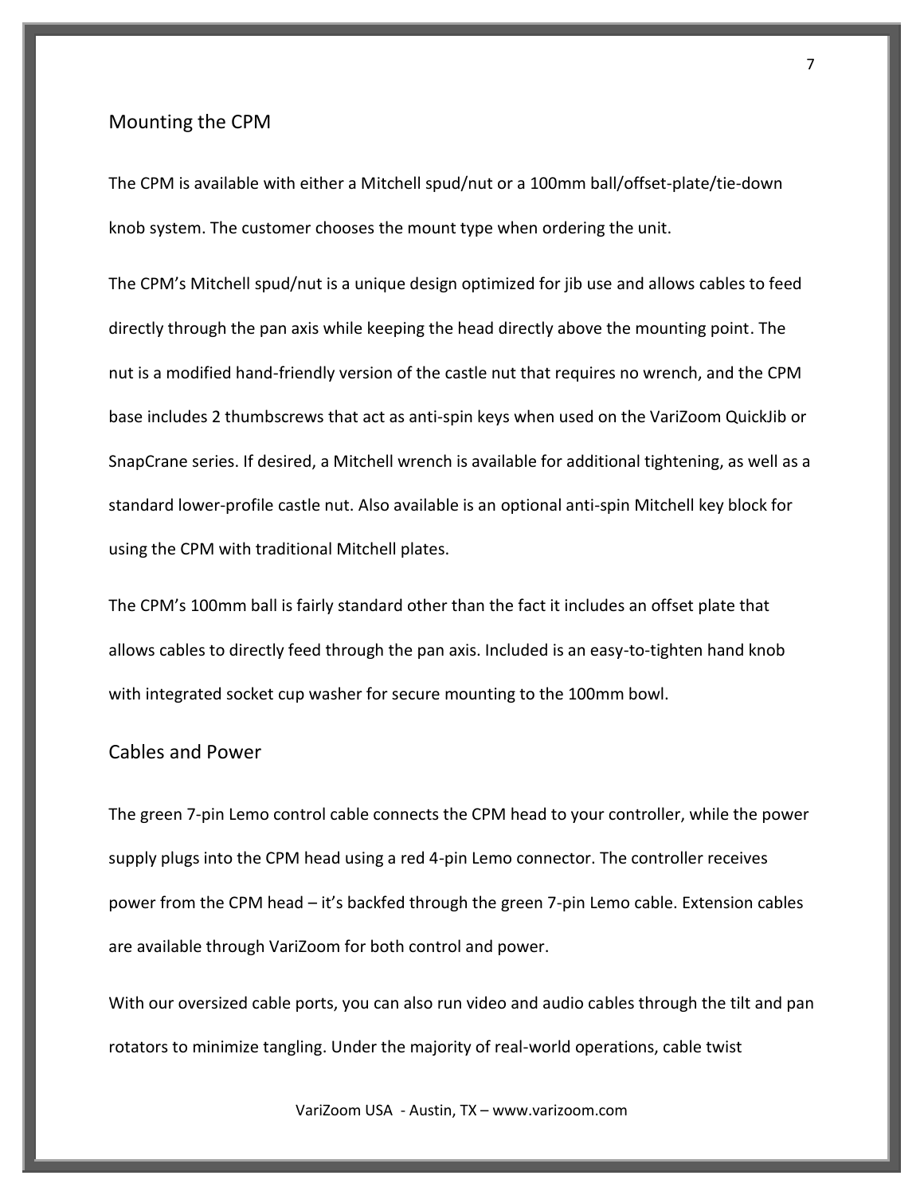## Mounting the CPM

The CPM is available with either a Mitchell spud/nut or a 100mm ball/offset-plate/tie-down knob system. The customer chooses the mount type when ordering the unit.

The CPM's Mitchell spud/nut is a unique design optimized for jib use and allows cables to feed directly through the pan axis while keeping the head directly above the mounting point. The nut is a modified hand-friendly version of the castle nut that requires no wrench, and the CPM base includes 2 thumbscrews that act as anti-spin keys when used on the VariZoom QuickJib or SnapCrane series. If desired, a Mitchell wrench is available for additional tightening, as well as a standard lower-profile castle nut. Also available is an optional anti-spin Mitchell key block for using the CPM with traditional Mitchell plates.

The CPM's 100mm ball is fairly standard other than the fact it includes an offset plate that allows cables to directly feed through the pan axis. Included is an easy-to-tighten hand knob with integrated socket cup washer for secure mounting to the 100mm bowl.

## Cables and Power

The green 7-pin Lemo control cable connects the CPM head to your controller, while the power supply plugs into the CPM head using a red 4-pin Lemo connector. The controller receives power from the CPM head – it's backfed through the green 7-pin Lemo cable. Extension cables are available through VariZoom for both control and power.

With our oversized cable ports, you can also run video and audio cables through the tilt and pan rotators to minimize tangling. Under the majority of real-world operations, cable twist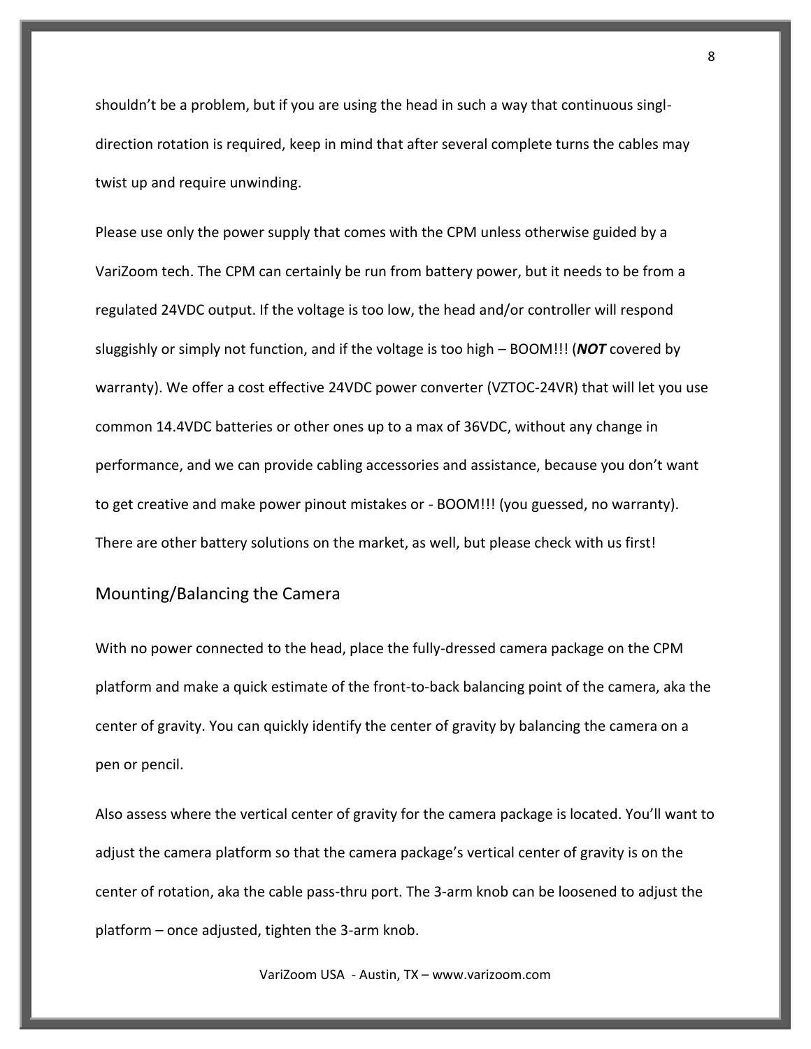shouldn't be a problem, but if you are using the head in such a way that continuous singl-direction rotation is required, keep in mind that after several complete turns the cables may twist up and require unwinding.

Please use only the power supply that comes with the CPM unless otherwise guided by a VariZoom tech. The CPM can certainly be run from battery power, but it needs to be from a regulated 24VDC output. If the voltage is too low, the head and/or controller will respond sluggishly or simply not function, and if the voltage is too high – BOOM!!! (***NOT*** covered by warranty). We offer a cost effective 24VDC power converter (VZTOC-24VR) that will let you use common 14.4VDC batteries or other ones up to a max of 36VDC, without any change in performance, and we can provide cabling accessories and assistance, because you don't want to get creative and make power pinout mistakes or - BOOM!!! (you guessed, no warranty). There are other battery solutions on the market, as well, but please check with us first!

## Mounting/Balancing the Camera

With no power connected to the head, place the fully-dressed camera package on the CPM platform and make a quick estimate of the front-to-back balancing point of the camera, aka the center of gravity. You can quickly identify the center of gravity by balancing the camera on a pen or pencil.

Also assess where the vertical center of gravity for the camera package is located. You'll want to adjust the camera platform so that the camera package's vertical center of gravity is on the center of rotation, aka the cable pass-thru port. The 3-arm knob can be loosened to adjust the platform – once adjusted, tighten the 3-arm knob.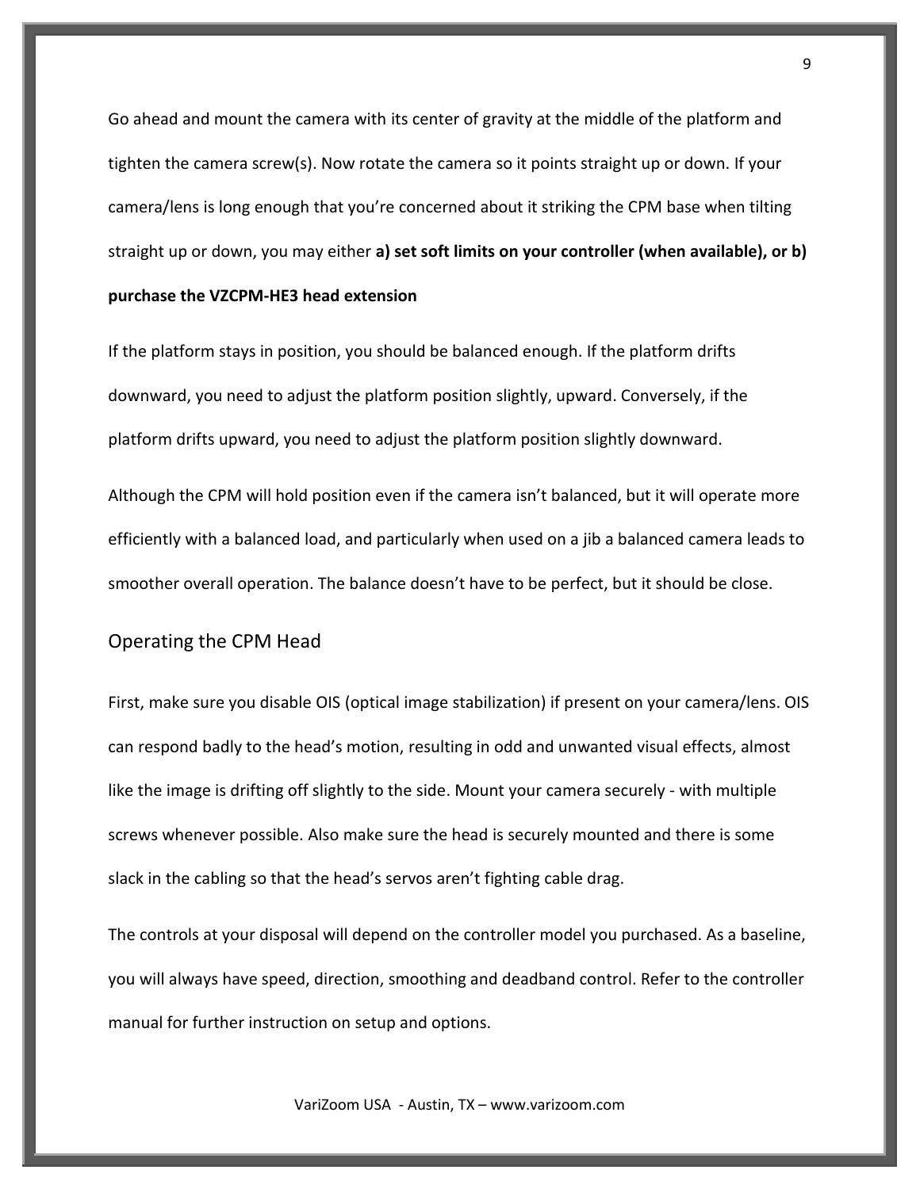Go ahead and mount the camera with its center of gravity at the middle of the platform and tighten the camera screw(s). Now rotate the camera so it points straight up or down. If your camera/lens is long enough that you're concerned about it striking the CPM base when tilting straight up or down, you may either **a) set soft limits on your controller (when available), or b) purchase the VZCPM-HE3 head extension**

If the platform stays in position, you should be balanced enough. If the platform drifts downward, you need to adjust the platform position slightly, upward. Conversely, if the platform drifts upward, you need to adjust the platform position slightly downward.

Although the CPM will hold position even if the camera isn't balanced, but it will operate more efficiently with a balanced load, and particularly when used on a jib a balanced camera leads to smoother overall operation. The balance doesn't have to be perfect, but it should be close.

## Operating the CPM Head

First, make sure you disable OIS (optical image stabilization) if present on your camera/lens. OIS can respond badly to the head's motion, resulting in odd and unwanted visual effects, almost like the image is drifting off slightly to the side. Mount your camera securely - with multiple screws whenever possible. Also make sure the head is securely mounted and there is some slack in the cabling so that the head's servos aren't fighting cable drag.

The controls at your disposal will depend on the controller model you purchased. As a baseline, you will always have speed, direction, smoothing and deadband control. Refer to the controller manual for further instruction on setup and options.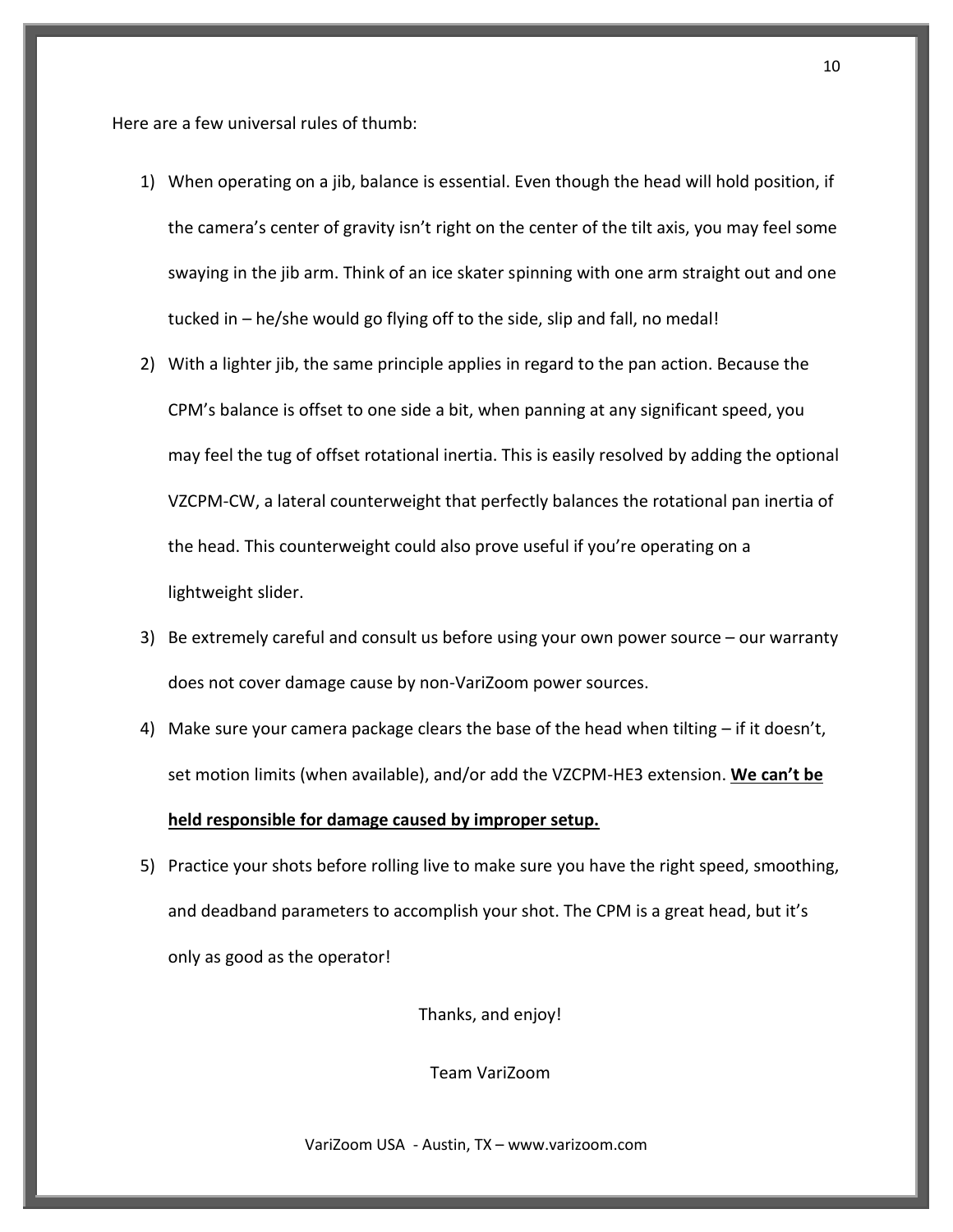Here are a few universal rules of thumb:

1) When operating on a jib, balance is essential. Even though the head will hold position, if the camera's center of gravity isn't right on the center of the tilt axis, you may feel some swaying in the jib arm. Think of an ice skater spinning with one arm straight out and one tucked in – he/she would go flying off to the side, slip and fall, no medal!
2) With a lighter jib, the same principle applies in regard to the pan action. Because the CPM's balance is offset to one side a bit, when panning at any significant speed, you may feel the tug of offset rotational inertia. This is easily resolved by adding the optional VZCPM-CW, a lateral counterweight that perfectly balances the rotational pan inertia of the head. This counterweight could also prove useful if you're operating on a lightweight slider.
3) Be extremely careful and consult us before using your own power source – our warranty does not cover damage cause by non-VariZoom power sources.
4) Make sure your camera package clears the base of the head when tilting – if it doesn't, set motion limits (when available), and/or add the VZCPM-HE3 extension. **<u>We can't be held responsible for damage caused by improper setup.</u>**
5) Practice your shots before rolling live to make sure you have the right speed, smoothing, and deadband parameters to accomplish your shot. The CPM is a great head, but it's only as good as the operator!

Thanks, and enjoy!

Team VariZoom

VariZoom USA - Austin, TX – www.varizoom.com